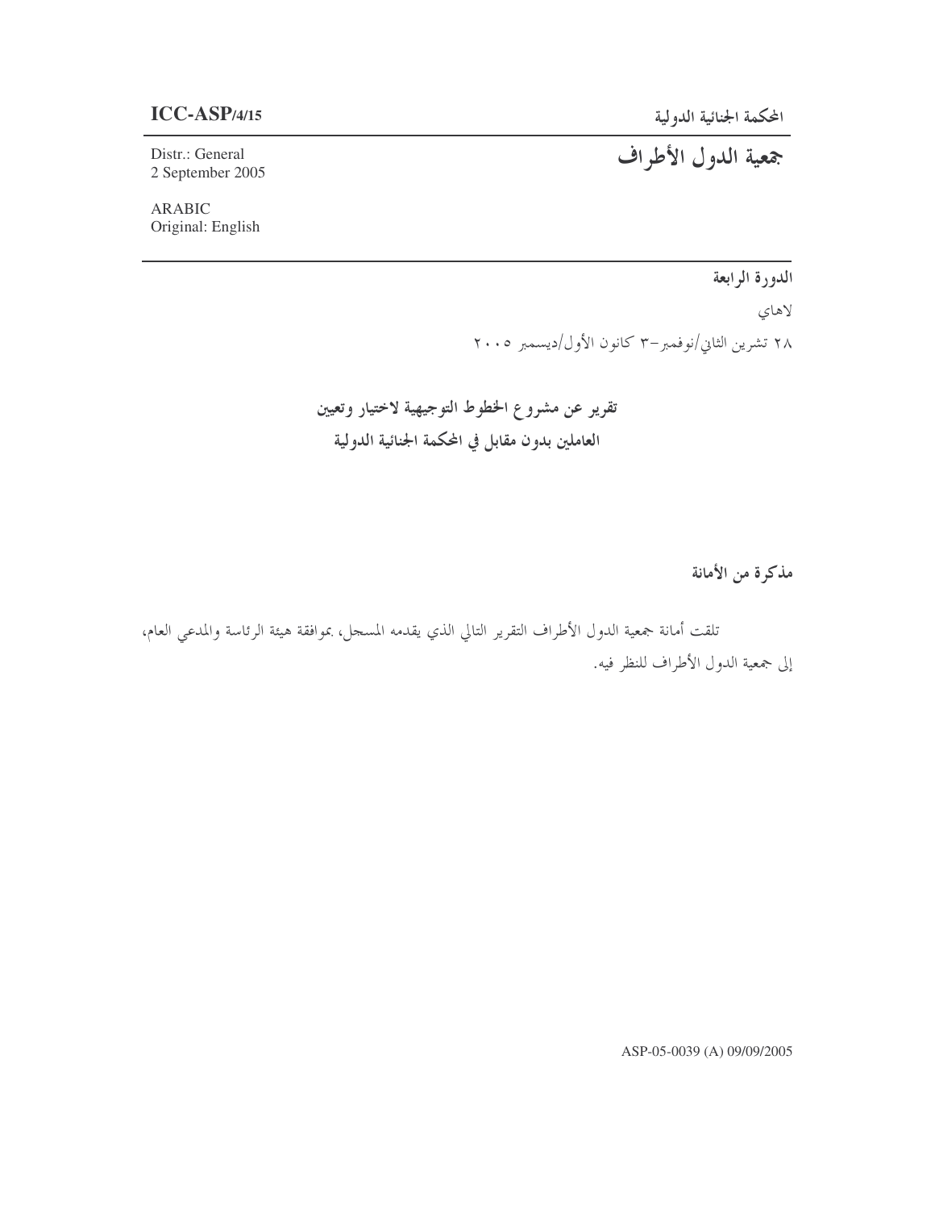**ICC-ASP/4/15**

المحكمة الجنائية الدولية

Distr.: General
2 September 2005

# جمعية الدول الأطراف

ARABIC
Original: English

**الدورة الرابعة**

لاهاي

٢٨ تشرين الثاني/نوفمبر–٣ كانون الأول/ديسمبر ٢٠٠٥

## تقرير عن مشروع الخطوط التوجيهية لاختيار وتعيين العاملين بدون مقابل في المحكمة الجنائية الدولية

**مذكرة من الأمانة**

تلقت أمانة جمعية الدول الأطراف التقرير التالي الذي يقدمه المسجل، بموافقة هيئة الرئاسة والمدعي العام، إلى جمعية الدول الأطراف للنظر فيه.

ASP-05-0039 (A) 09/09/2005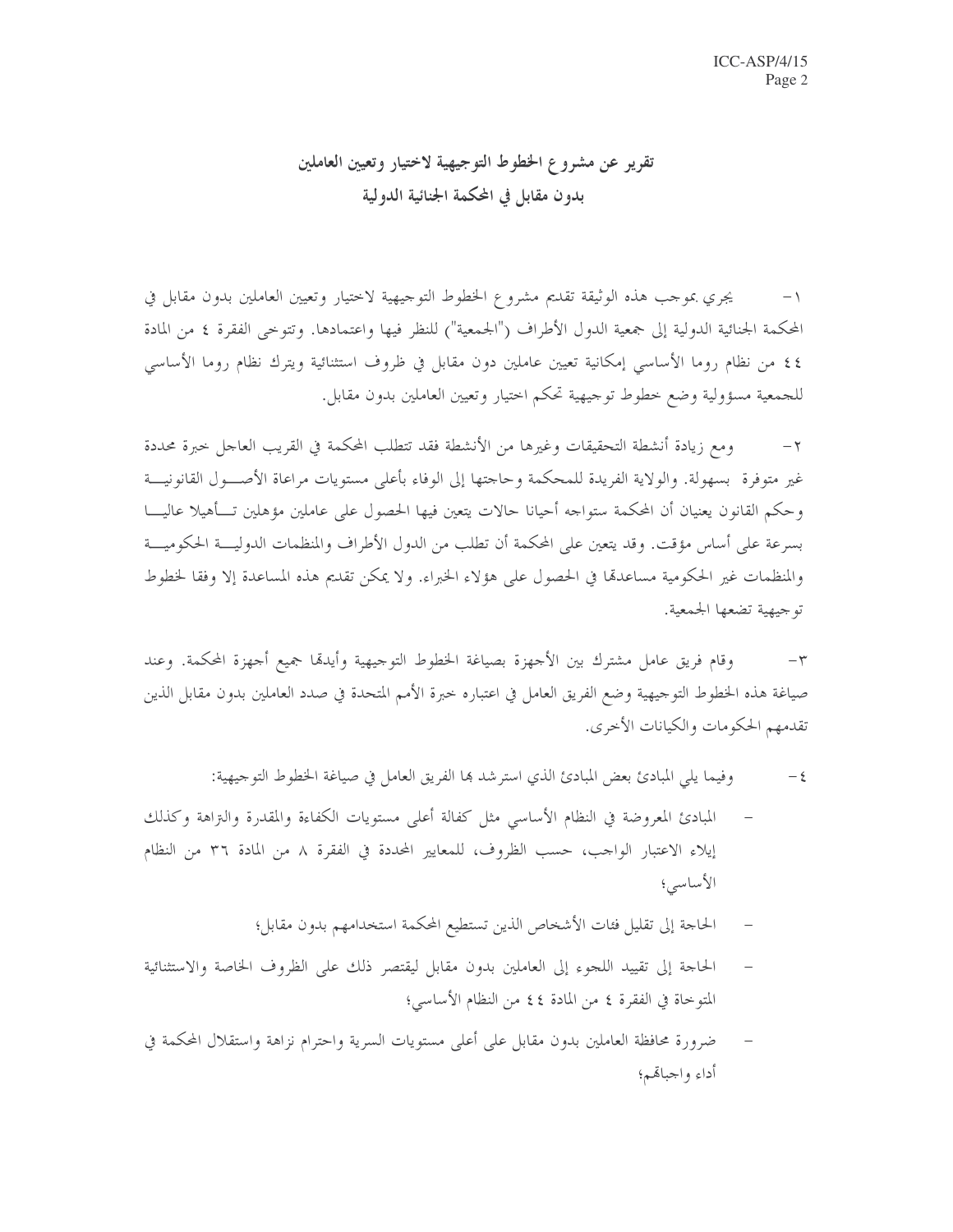# تقرير عن مشروع الخطوط التوجيهية لاختيار وتعيين العاملين بدون مقابل في المحكمة الجنائية الدولية

١- يجري بموجب هذه الوثيقة تقديم مشروع الخطوط التوجيهية لاختيار وتعيين العاملين بدون مقابل في المحكمة الجنائية الدولية إلى جمعية الدول الأطراف ("الجمعية") للنظر فيها واعتمادها. وتتوخى الفقرة ٤ من المادة ٤٤ من نظام روما الأساسي إمكانية تعيين عاملين دون مقابل في ظروف استثنائية ويترك نظام روما الأساسي للجمعية مسؤولية وضع خطوط توجيهية تحكم اختيار وتعيين العاملين بدون مقابل.

٢- ومع زيادة أنشطة التحقيقات وغيرها من الأنشطة فقد تتطلب المحكمة في القريب العاجل خبرة محددة غير متوفرة بسهولة. والولاية الفريدة للمحكمة وحاجتها إلى الوفاء بأعلى مستويات مراعاة الأصول القانونية وحكم القانون يعنيان أن المحكمة ستواجه أحيانا حالات يتعين فيها الحصول على عاملين مؤهلين تأهيلا عاليا بسرعة على أساس مؤقت. وقد يتعين على المحكمة أن تطلب من الدول الأطراف والمنظمات الدولية الحكومية والمنظمات غير الحكومية مساعدتها في الحصول على هؤلاء الخبراء. ولا يمكن تقديم هذه المساعدة إلا وفقا لخطوط توجيهية تضعها الجمعية.

٣- وقام فريق عامل مشترك بين الأجهزة بصياغة الخطوط التوجيهية وأيدتها جميع أجهزة المحكمة. وعند صياغة هذه الخطوط التوجيهية وضع الفريق العامل في اعتباره خبرة الأمم المتحدة في صدد العاملين بدون مقابل الذين تقدمهم الحكومات والكيانات الأخرى.

٤- وفيما يلي المبادئ بعض المبادئ الذي استرشد بها الفريق العامل في صياغة الخطوط التوجيهية:

- المبادئ المعروضة في النظام الأساسي مثل كفالة أعلى مستويات الكفاءة والمقدرة والنزاهة وكذلك إيلاء الاعتبار الواجب، حسب الظروف، للمعايير المحددة في الفقرة ٨ من المادة ٣٦ من النظام الأساسي؛
- الحاجة إلى تقليل فئات الأشخاص الذين تستطيع المحكمة استخدامهم بدون مقابل؛
- الحاجة إلى تقييد اللجوء إلى العاملين بدون مقابل ليقتصر ذلك على الظروف الخاصة والاستثنائية المتوخاة في الفقرة ٤ من المادة ٤٤ من النظام الأساسي؛
- ضرورة محافظة العاملين بدون مقابل على أعلى مستويات السرية واحترام نزاهة واستقلال المحكمة في أداء واجباتهم؛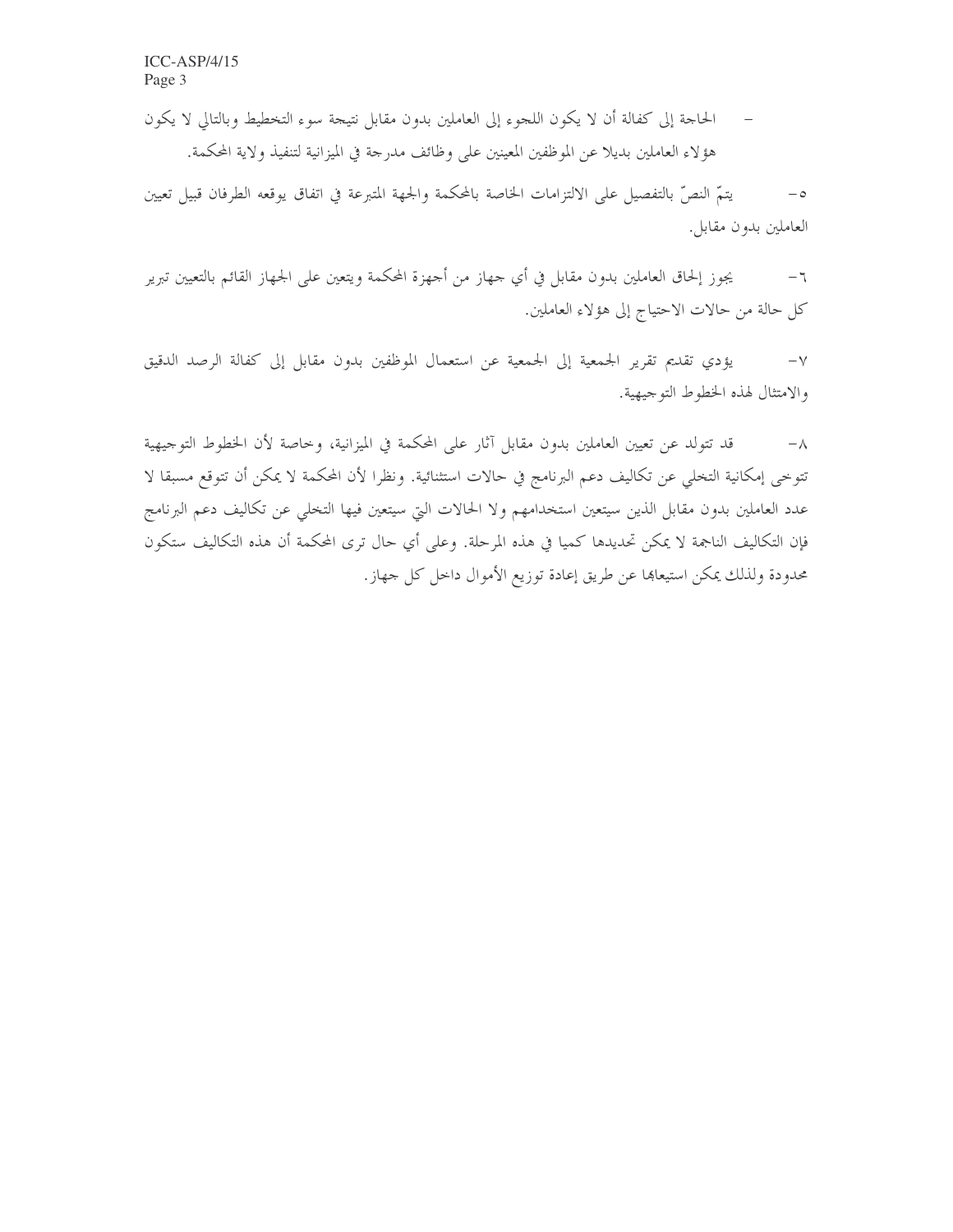- الحاجة إلى كفالة أن لا يكون اللجوء إلى العاملين بدون مقابل نتيجة سوء التخطيط وبالتالي لا يكون هؤلاء العاملين بديلا عن الموظفين المعينين على وظائف مدرجة في الميزانية لتنفيذ ولاية المحكمة.

٥- يتمّ النصّ بالتفصيل على الالتزامات الخاصة بالمحكمة والجهة المتبرعة في اتفاق يوقعه الطرفان قبيل تعيين العاملين بدون مقابل.

٦- يجوز إلحاق العاملين بدون مقابل في أي جهاز من أجهزة المحكمة ويتعين على الجهاز القائم بالتعيين تبرير كل حالة من حالات الاحتياج إلى هؤلاء العاملين.

٧- يؤدي تقديم تقرير الجمعية إلى الجمعية عن استعمال الموظفين بدون مقابل إلى كفالة الرصد الدقيق والامتثال لهذه الخطوط التوجيهية.

٨- قد تتولد عن تعيين العاملين بدون مقابل آثار على المحكمة في الميزانية، وخاصة لأن الخطوط التوجيهية تتوخى إمكانية التخلي عن تكاليف دعم البرنامج في حالات استثنائية. ونظرا لأن المحكمة لا يمكن أن تتوقع مسبقا لا عدد العاملين بدون مقابل الذين سيتعين استخدامهم ولا الحالات التي سيتعين فيها التخلي عن تكاليف دعم البرنامج فإن التكاليف الناجمة لا يمكن تحديدها كميا في هذه المرحلة. وعلى أي حال ترى المحكمة أن هذه التكاليف ستكون محدودة ولذلك يمكن استيعابها عن طريق إعادة توزيع الأموال داخل كل جهاز.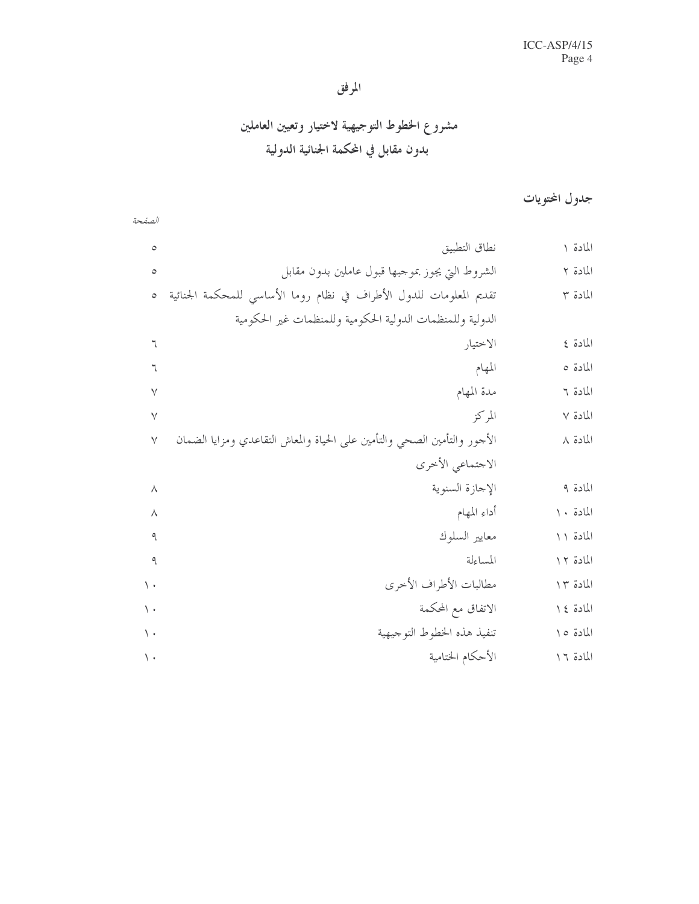# المرفق

## مشروع الخطوط التوجيهية لاختيار وتعيين العاملين بدون مقابل في المحكمة الجنائية الدولية

### جدول المحتويات

| | | *الصفحة* |
|---|---|---|
| المادة ١ | نطاق التطبيق | ٥ |
| المادة ٢ | الشروط التي يجوز بموجبها قبول عاملين بدون مقابل | ٥ |
| المادة ٣ | تقديم المعلومات للدول الأطراف في نظام روما الأساسي للمحكمة الجنائية الدولية وللمنظمات الدولية الحكومية وللمنظمات غير الحكومية | ٥ |
| المادة ٤ | الاختيار | ٦ |
| المادة ٥ | المهام | ٦ |
| المادة ٦ | مدة المهام | ٧ |
| المادة ٧ | المركز | ٧ |
| المادة ٨ | الأجور والتأمين الصحي والتأمين على الحياة والمعاش التقاعدي ومزايا الضمان الاجتماعي الأخرى | ٧ |
| المادة ٩ | الإجازة السنوية | ٨ |
| المادة ١٠ | أداء المهام | ٨ |
| المادة ١١ | معايير السلوك | ٩ |
| المادة ١٢ | المساءلة | ٩ |
| المادة ١٣ | مطالبات الأطراف الأخرى | ١٠ |
| المادة ١٤ | الاتفاق مع المحكمة | ١٠ |
| المادة ١٥ | تنفيذ هذه الخطوط التوجيهية | ١٠ |
| المادة ١٦ | الأحكام الختامية | ١٠ |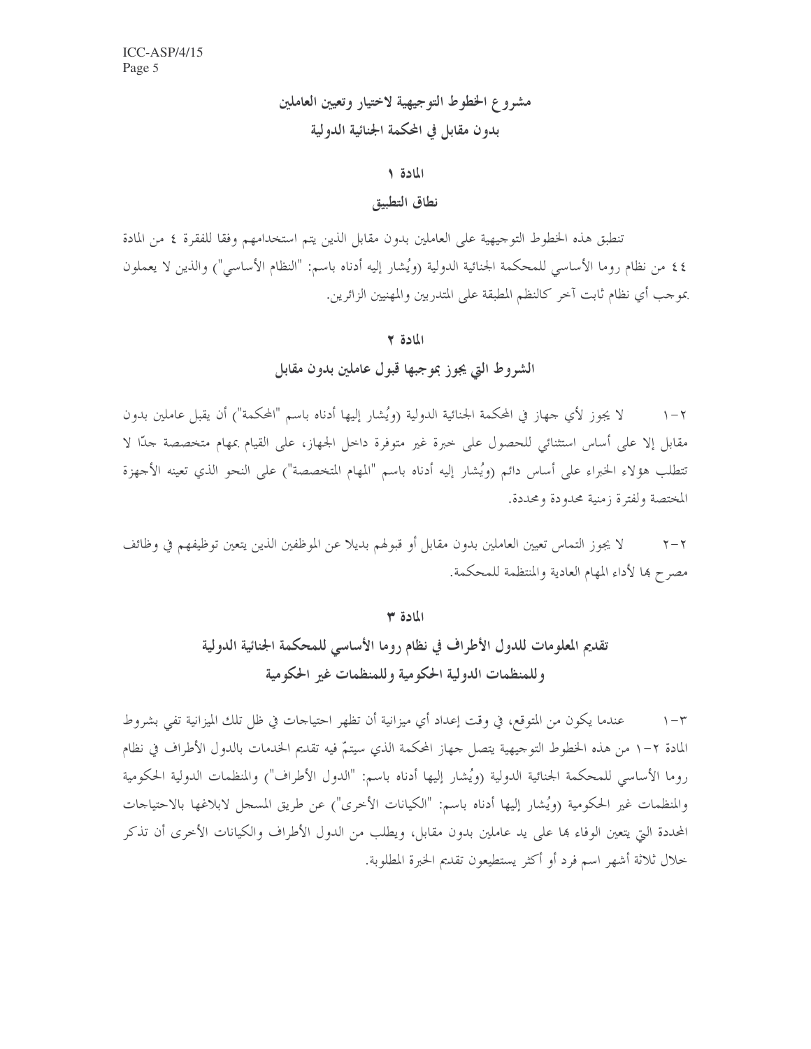# مشروع الخطوط التوجيهية لاختيار وتعيين العاملين بدون مقابل في المحكمة الجنائية الدولية

## المادة ١

### نطاق التطبيق

تنطبق هذه الخطوط التوجيهية على العاملين بدون مقابل الذين يتم استخدامهم وفقا للفقرة ٤ من المادة ٤٤ من نظام روما الأساسي للمحكمة الجنائية الدولية (ويُشار إليه أدناه باسم: "النظام الأساسي") والذين لا يعملون بموجب أي نظام ثابت آخر كالنظم المطبقة على المتدربين والمهنيين الزائرين.

## المادة ٢

### الشروط التي يجوز بموجبها قبول عاملين بدون مقابل

٢-١ لا يجوز لأي جهاز في المحكمة الجنائية الدولية (ويُشار إليها أدناه باسم "المحكمة") أن يقبل عاملين بدون مقابل إلا على أساس استثنائي للحصول على خبرة غير متوفرة داخل الجهاز، على القيام بمهام متخصصة جدًا لا تتطلب هؤلاء الخبراء على أساس دائم (ويُشار إليه أدناه باسم "المهام المتخصصة") على النحو الذي تعينه الأجهزة المختصة ولفترة زمنية محدودة ومحددة.

٢-٢ لا يجوز التماس تعيين العاملين بدون مقابل أو قبولهم بديلا عن الموظفين الذين يتعين توظيفهم في وظائف مصرح بها لأداء المهام العادية والمنتظمة للمحكمة.

## المادة ٣

### تقديم المعلومات للدول الأطراف في نظام روما الأساسي للمحكمة الجنائية الدولية وللمنظمات الدولية الحكومية وللمنظمات غير الحكومية

٣-١ عندما يكون من المتوقع، في وقت إعداد أي ميزانية أن تظهر احتياجات في ظل تلك الميزانية تفي بشروط المادة ٢-١ من هذه الخطوط التوجيهية يتصل جهاز المحكمة الذي سيتمّ فيه تقديم الخدمات بالدول الأطراف في نظام روما الأساسي للمحكمة الجنائية الدولية (ويُشار إليها أدناه باسم: "الدول الأطراف") والمنظمات الدولية الحكومية والمنظمات غير الحكومية (ويُشار إليها أدناه باسم: "الكيانات الأخرى") عن طريق المسجل لابلاغها بالاحتياجات المحددة التي يتعين الوفاء بها على يد عاملين بدون مقابل، ويطلب من الدول الأطراف والكيانات الأخرى أن تذكر خلال ثلاثة أشهر اسم فرد أو أكثر يستطيعون تقديم الخبرة المطلوبة.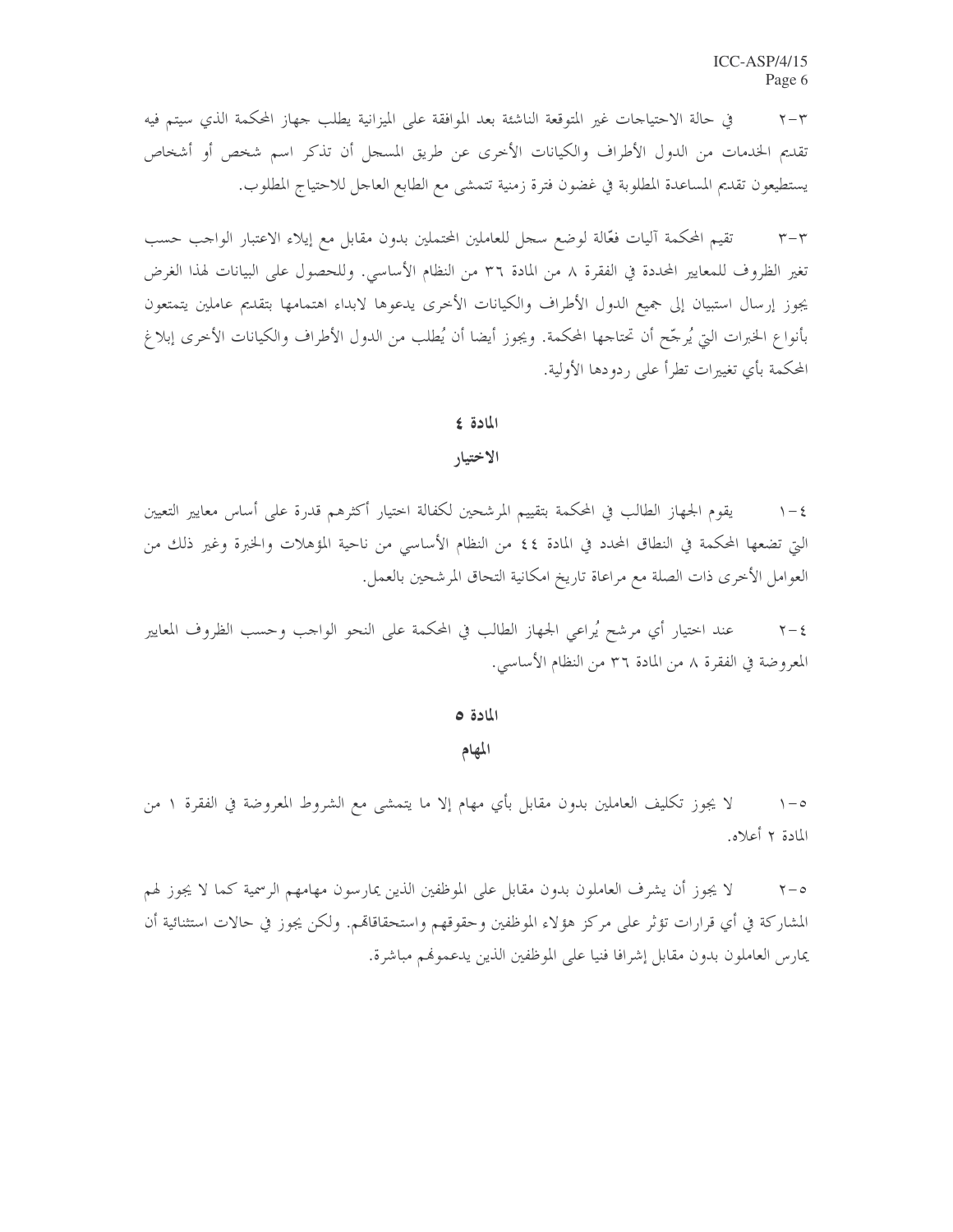٣-٢ في حالة الاحتياجات غير المتوقعة الناشئة بعد الموافقة على الميزانية يطلب جهاز المحكمة الذي سيتم فيه تقديم الخدمات من الدول الأطراف والكيانات الأخرى عن طريق المسجل أن تذكر اسم شخص أو أشخاص يستطيعون تقديم المساعدة المطلوبة في غضون فترة زمنية تتمشى مع الطابع العاجل للاحتياج المطلوب.

٣-٣ تقيم المحكمة آليات فعّالة لوضع سجل للعاملين المحتملين بدون مقابل مع إيلاء الاعتبار الواجب حسب تغير الظروف للمعايير المحددة في الفقرة ٨ من المادة ٣٦ من النظام الأساسي. وللحصول على البيانات لهذا الغرض يجوز إرسال استبيان إلى جميع الدول الأطراف والكيانات الأخرى يدعوها لابداء اهتمامها بتقديم عاملين يتمتعون بأنواع الخبرات التي يُرجّح أن تحتاجها المحكمة. ويجوز أيضا أن يُطلب من الدول الأطراف والكيانات الأخرى إبلاغ المحكمة بأي تغييرات تطرأ على ردودها الأولية.

## المادة ٤

## الاختيار

٤-١ يقوم الجهاز الطالب في المحكمة بتقييم المرشحين لكفالة اختيار أكثرهم قدرة على أساس معايير التعيين التي تضعها المحكمة في النطاق المحدد في المادة ٤٤ من النظام الأساسي من ناحية المؤهلات والخبرة وغير ذلك من العوامل الأخرى ذات الصلة مع مراعاة تاريخ امكانية التحاق المرشحين بالعمل.

٤-٢ عند اختيار أي مرشح يُراعي الجهاز الطالب في المحكمة على النحو الواجب وحسب الظروف المعايير المعروضة في الفقرة ٨ من المادة ٣٦ من النظام الأساسي.

## المادة ٥

## المهام

٥-١ لا يجوز تكليف العاملين بدون مقابل بأي مهام إلا ما يتمشى مع الشروط المعروضة في الفقرة ١ من المادة ٢ أعلاه.

٥-٢ لا يجوز أن يشرف العاملون بدون مقابل على الموظفين الذين يمارسون مهامهم الرسمية كما لا يجوز لهم المشاركة في أي قرارات تؤثر على مركز هؤلاء الموظفين وحقوقهم واستحقاقاتهم. ولكن يجوز في حالات استثنائية أن يمارس العاملون بدون مقابل إشرافا فنيا على الموظفين الذين يدعمونهم مباشرة.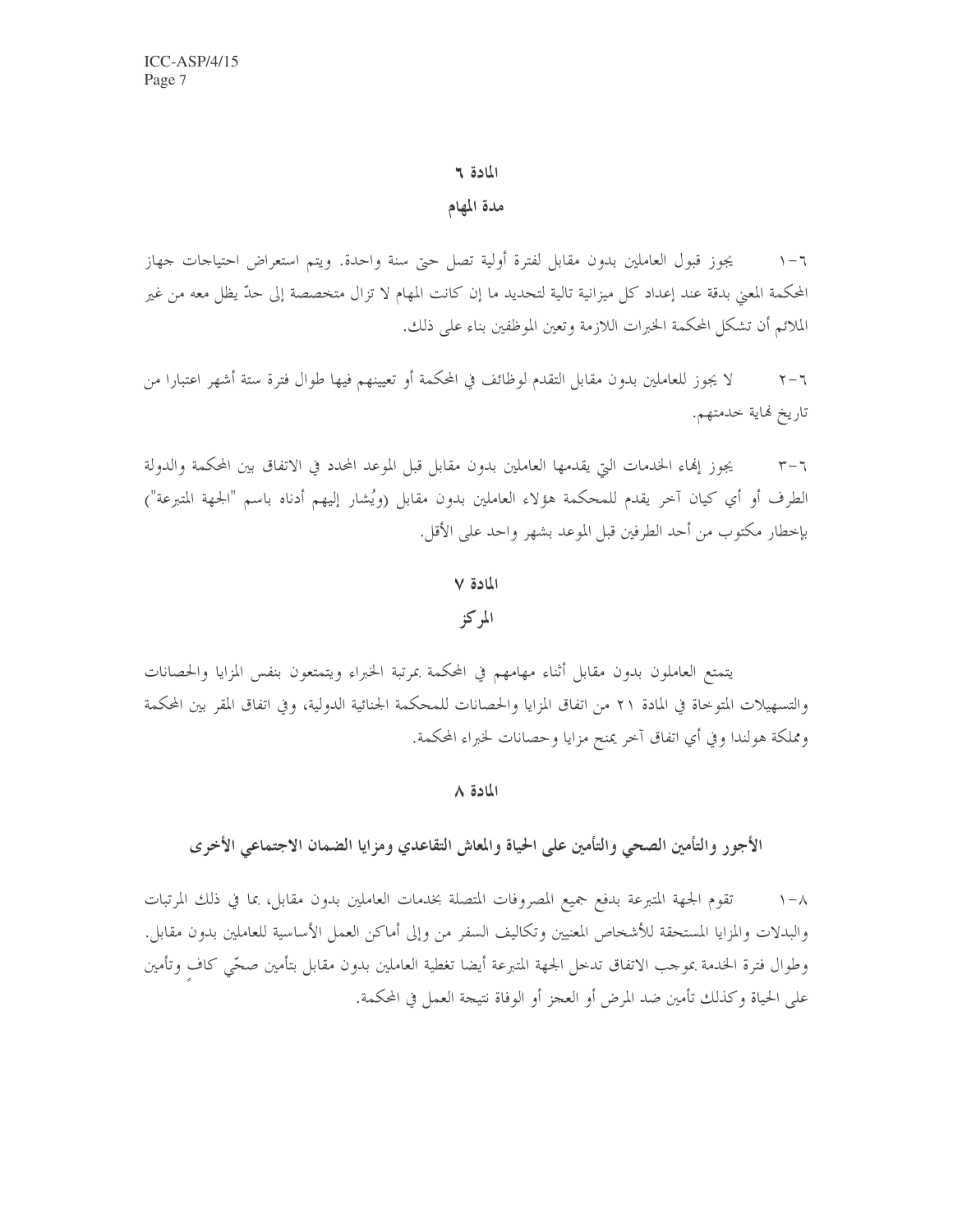## المادة ٦

### مدة المهام

٦-١ يجوز قبول العاملين بدون مقابل لفترة أولية تصل حتى سنة واحدة. ويتم استعراض احتياجات جهاز المحكمة المعني بدقة عند إعداد كل ميزانية تالية لتحديد ما إن كانت المهام لا تزال متخصصة إلى حدّ يظل معه من غير الملائم أن تشكل المحكمة الخبرات اللازمة وتعين الموظفين بناء على ذلك.

٦-٢ لا يجوز للعاملين بدون مقابل التقدم لوظائف في المحكمة أو تعيينهم فيها طوال فترة ستة أشهر اعتبارا من تاريخ نهاية خدمتهم.

٦-٣ يجوز إنهاء الخدمات التي يقدمها العاملين بدون مقابل قبل الموعد المحدد في الاتفاق بين المحكمة والدولة الطرف أو أي كيان آخر يقدم للمحكمة هؤلاء العاملين بدون مقابل (ويُشار إليهم أدناه باسم "الجهة المتبرعة") بإخطار مكتوب من أحد الطرفين قبل الموعد بشهر واحد على الأقل.

## المادة ٧

### المركز

يتمتع العاملون بدون مقابل أثناء مهامهم في المحكمة بمرتبة الخبراء ويتمتعون بنفس المزايا والحصانات والتسهيلات المتوخاة في المادة ٢١ من اتفاق المزايا والحصانات للمحكمة الجنائية الدولية، وفي اتفاق المقر بين المحكمة ومملكة هولندا وفي أي اتفاق آخر يمنح مزايا وحصانات لخبراء المحكمة.

## المادة ٨

### الأجور والتأمين الصحي والتأمين على الحياة والمعاش التقاعدي ومزايا الضمان الاجتماعي الأخرى

٨-١ تقوم الجهة المتبرعة بدفع جميع المصروفات المتصلة بخدمات العاملين بدون مقابل، بما في ذلك المرتبات والبدلات والمزايا المستحقة للأشخاص المعنيين وتكاليف السفر من وإلى أماكن العمل الأساسية للعاملين بدون مقابل. وطوال فترة الخدمة بموجب الاتفاق تدخل الجهة المتبرعة أيضا تغطية العاملين بدون مقابل بتأمين صحّي كافٍ وتأمين على الحياة وكذلك تأمين ضد المرض أو العجز أو الوفاة نتيجة العمل في المحكمة.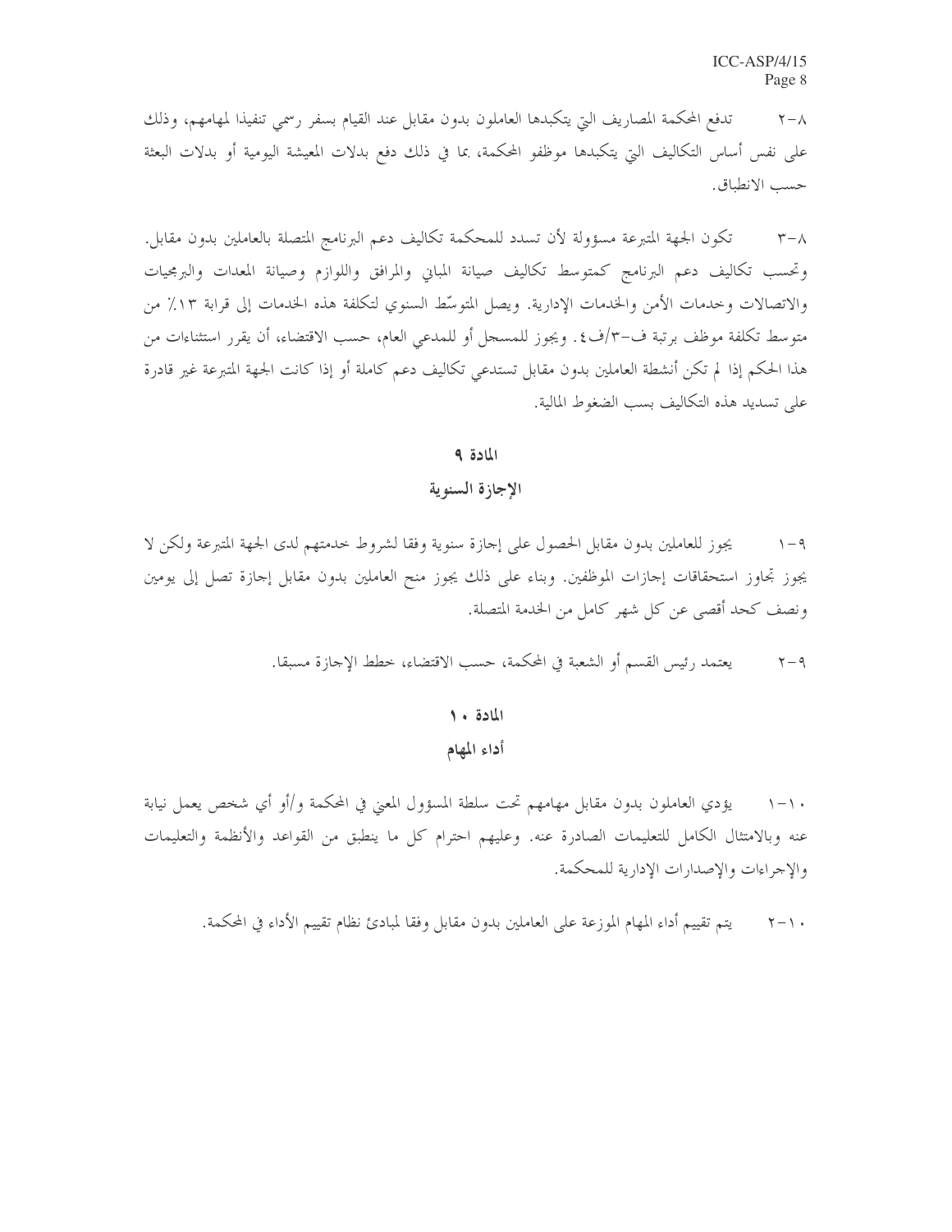٨-٢ تدفع المحكمة المصاريف التي يتكبدها العاملون بدون مقابل عند القيام بسفر رسمي تنفيذا لمهامهم، وذلك على نفس أساس التكاليف التي يتكبدها موظفو المحكمة، بما في ذلك دفع بدلات المعيشة اليومية أو بدلات البعثة حسب الانطباق.

٨-٣ تكون الجهة المتبرعة مسؤولة لأن تسدد للمحكمة تكاليف دعم البرنامج المتصلة بالعاملين بدون مقابل. وتحسب تكاليف دعم البرنامج كمتوسط تكاليف صيانة المباني والمرافق واللوازم وصيانة المعدات والبرمجيات والاتصالات وخدمات الأمن والخدمات الإدارية. ويصل المتوسّط السنوي لتكلفة هذه الخدمات إلى قرابة ١٣٪ من متوسط تكلفة موظف برتبة ف-٣/ف٤. ويجوز للمسجل أو للمدعي العام، حسب الاقتضاء، أن يقرر استثناءات من هذا الحكم إذا لم تكن أنشطة العاملين بدون مقابل تستدعي تكاليف دعم كاملة أو إذا كانت الجهة المتبرعة غير قادرة على تسديد هذه التكاليف بسبب الضغوط المالية.

## المادة ٩

## الإجازة السنوية

٩-١ يجوز للعاملين بدون مقابل الحصول على إجازة سنوية وفقا لشروط خدمتهم لدى الجهة المتبرعة ولكن لا يجوز تجاوز استحقاقات إجازات الموظفين. وبناء على ذلك يجوز منح العاملين بدون مقابل إجازة تصل إلى يومين ونصف كحد أقصى عن كل شهر كامل من الخدمة المتصلة.

٩-٢ يعتمد رئيس القسم أو الشعبة في المحكمة، حسب الاقتضاء، خطط الإجازة مسبقا.

## المادة ١٠

## أداء المهام

١٠-١ يؤدي العاملون بدون مقابل مهامهم تحت سلطة المسؤول المعني في المحكمة و/أو أي شخص يعمل نيابة عنه وبالامتثال الكامل للتعليمات الصادرة عنه. وعليهم احترام كل ما ينطبق من القواعد والأنظمة والتعليمات والإجراءات والإصدارات الإدارية للمحكمة.

١٠-٢ يتم تقييم أداء المهام الموزعة على العاملين بدون مقابل وفقا لمبادئ نظام تقييم الأداء في المحكمة.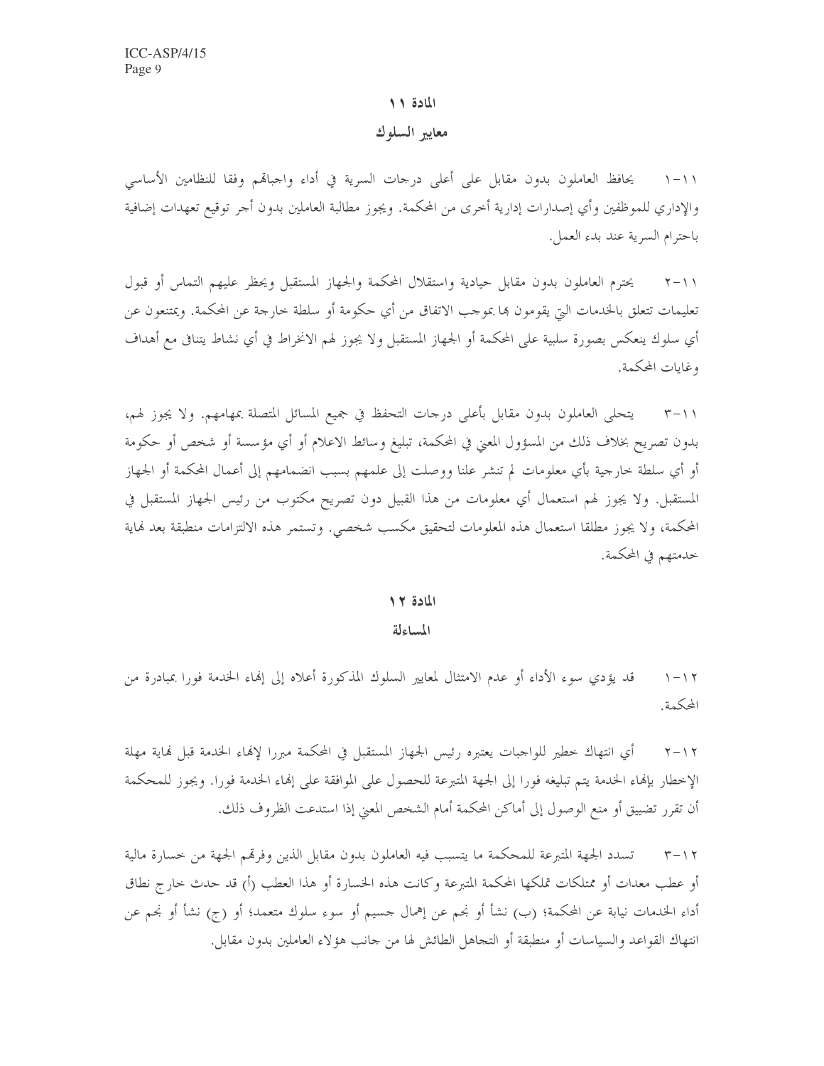## المادة ١١

### معايير السلوك

١١-١ يحافظ العاملون بدون مقابل على أعلى درجات السرية في أداء واجباتهم وفقا للنظامين الأساسي والإداري للموظفين وأي إصدارات إدارية أخرى من المحكمة. ويجوز مطالبة العاملين بدون أجر توقيع تعهدات إضافية باحترام السرية عند بدء العمل.

١١-٢ يحترم العاملون بدون مقابل حيادية واستقلال المحكمة والجهاز المستقبل ويحظر عليهم التماس أو قبول تعليمات تتعلق بالخدمات التي يقومون بها بموجب الاتفاق من أي حكومة أو سلطة خارجة عن المحكمة. ويمتنعون عن أي سلوك ينعكس بصورة سلبية على المحكمة أو الجهاز المستقبل ولا يجوز لهم الانخراط في أي نشاط يتنافى مع أهداف وغايات المحكمة.

١١-٣ يتحلى العاملون بدون مقابل بأعلى درجات التحفظ في جميع المسائل المتصلة بمهامهم. ولا يجوز لهم، بدون تصريح بخلاف ذلك من المسؤول المعني في المحكمة، تبليغ وسائط الاعلام أو أي مؤسسة أو شخص أو حكومة أو أي سلطة خارجية بأي معلومات لم تنشر علنا ووصلت إلى علمهم بسبب انضمامهم إلى أعمال المحكمة أو الجهاز المستقبل. ولا يجوز لهم استعمال أي معلومات من هذا القبيل دون تصريح مكتوب من رئيس الجهاز المستقبل في المحكمة، ولا يجوز مطلقا استعمال هذه المعلومات لتحقيق مكسب شخصي. وتستمر هذه الالتزامات منطبقة بعد نهاية خدمتهم في المحكمة.

## المادة ١٢

### المساءلة

١٢-١ قد يؤدي سوء الأداء أو عدم الامتثال لمعايير السلوك المذكورة أعلاه إلى إنهاء الخدمة فورا بمبادرة من المحكمة.

١٢-٢ أي انتهاك خطير للواجبات يعتبره رئيس الجهاز المستقبل في المحكمة مبررا لإنهاء الخدمة قبل نهاية مهلة الإخطار بإنهاء الخدمة يتم تبليغه فورا إلى الجهة المتبرعة للحصول على الموافقة على إنهاء الخدمة فورا. ويجوز للمحكمة أن تقرر تضييق أو منع الوصول إلى أماكن المحكمة أمام الشخص المعني إذا استدعت الظروف ذلك.

١٢-٣ تسدد الجهة المتبرعة للمحكمة ما يتسبب فيه العاملون بدون مقابل الذين وفرتهم الجهة من خسارة مالية أو عطب معدات أو ممتلكات تملكها المحكمة المتبرعة وكانت هذه الخسارة أو هذا العطب (أ) قد حدث خارج نطاق أداء الخدمات نيابة عن المحكمة؛ (ب) نشأ أو نجم عن إهمال جسيم أو سوء سلوك متعمد؛ أو (ج) نشأ أو نجم عن انتهاك القواعد والسياسات أو منطبقة أو التجاهل الطائش لها من جانب هؤلاء العاملين بدون مقابل.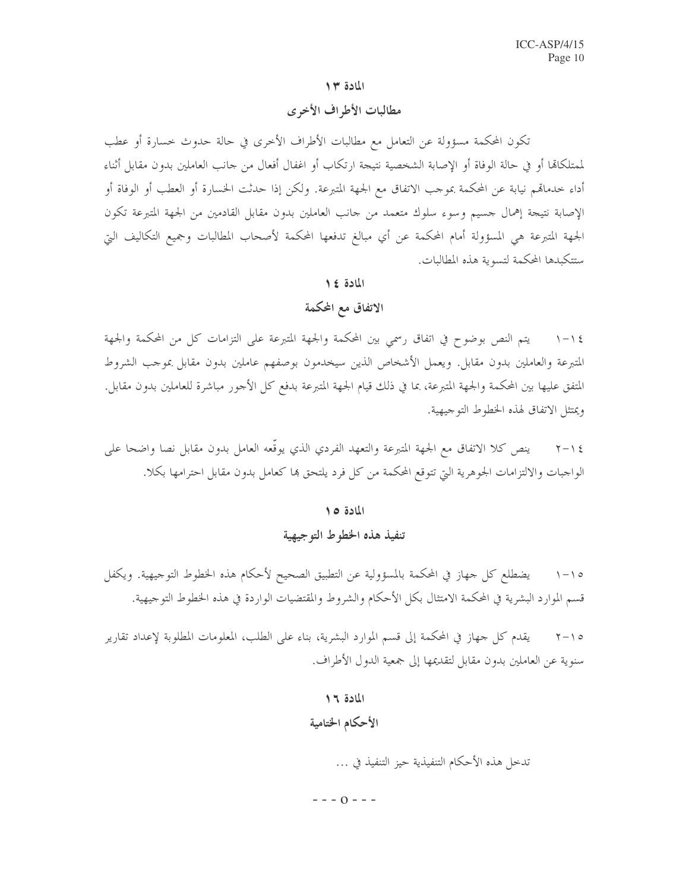## المادة ١٣

## مطالبات الأطراف الأخرى

تكون المحكمة مسؤولة عن التعامل مع مطالبات الأطراف الأخرى في حالة حدوث خسارة أو عطب لممتلكاتها أو في حالة الوفاة أو الإصابة الشخصية نتيجة ارتكاب أو اغفال أفعال من جانب العاملين بدون مقابل أثناء أداء خدماتهم نيابة عن المحكمة بموجب الاتفاق مع الجهة المتبرعة. ولكن إذا حدثت الخسارة أو العطب أو الوفاة أو الإصابة نتيجة إهمال جسيم وسوء سلوك متعمد من جانب العاملين بدون مقابل القادمين من الجهة المتبرعة تكون الجهة المتبرعة هي المسؤولة أمام المحكمة عن أي مبالغ تدفعها المحكمة لأصحاب المطالبات وجميع التكاليف التي ستتكبدها المحكمة لتسوية هذه المطالبات.

## المادة ١٤

## الاتفاق مع المحكمة

١٤-١ يتم النص بوضوح في اتفاق رسمي بين المحكمة والجهة المتبرعة على التزامات كل من المحكمة والجهة المتبرعة والعاملين بدون مقابل. ويعمل الأشخاص الذين سيخدمون بوصفهم عاملين بدون مقابل بموجب الشروط المتفق عليها بين المحكمة والجهة المتبرعة، بما في ذلك قيام الجهة المتبرعة بدفع كل الأجور مباشرة للعاملين بدون مقابل. ويمتثل الاتفاق لهذه الخطوط التوجيهية.

١٤-٢ ينص كلا الاتفاق مع الجهة المتبرعة والتعهد الفردي الذي يوقّعه العامل بدون مقابل نصا واضحا على الواجبات والالتزامات الجوهرية التي تتوقع المحكمة من كل فرد يلتحق بها كعامل بدون مقابل احترامها بكلا.

## المادة ١٥

## تنفيذ هذه الخطوط التوجيهية

١٥-١ يضطلع كل جهاز في المحكمة بالمسؤولية عن التطبيق الصحيح لأحكام هذه الخطوط التوجيهية. ويكفل قسم الموارد البشرية في المحكمة الامتثال بكل الأحكام والشروط والمقتضيات الواردة في هذه الخطوط التوجيهية.

١٥-٢ يقدم كل جهاز في المحكمة إلى قسم الموارد البشرية، بناء على الطلب، المعلومات المطلوبة لإعداد تقارير سنوية عن العاملين بدون مقابل لتقديمها إلى جمعية الدول الأطراف.

## المادة ١٦

## الأحكام الختامية

تدخل هذه الأحكام التنفيذية حيز التنفيذ في ...

- - - o - - -